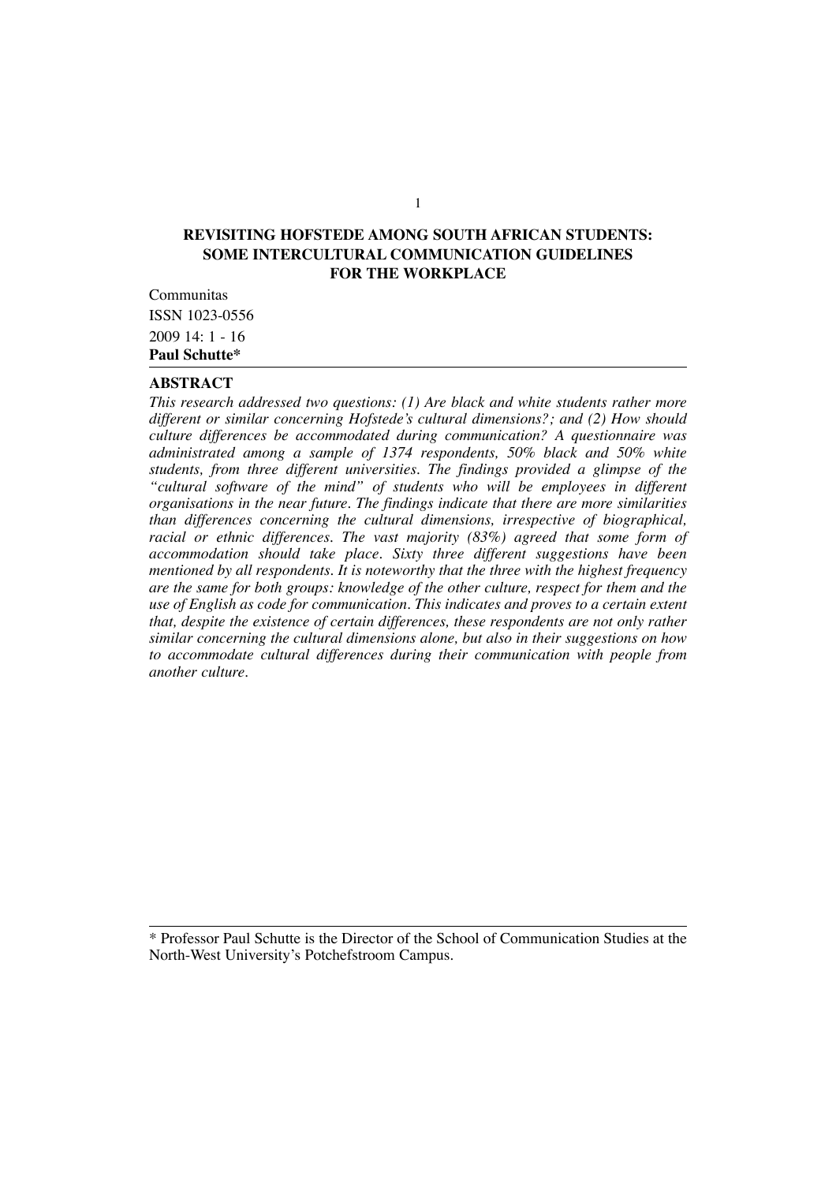# REVISITING HOFSTEDE AMONG SOUTH AFRICAN STUDENTS: SOME INTERCULTURAL COMMUNICATION GUIDELINES FOR THE WORKPLACE

Communitas

ISSN 1023-0556

2009 14: 1 - 16

**Paul Schutte***

## ABSTRACT

*This research addressed two questions: (1) Are black and white students rather more different or similar concerning Hofstede's cultural dimensions?; and (2) How should culture differences be accommodated during communication? A questionnaire was administrated among a sample of 1374 respondents, 50% black and 50% white students, from three different universities. The findings provided a glimpse of the "cultural software of the mind" of students who will be employees in different organisations in the near future. The findings indicate that there are more similarities than differences concerning the cultural dimensions, irrespective of biographical, racial or ethnic differences. The vast majority (83%) agreed that some form of accommodation should take place. Sixty three different suggestions have been mentioned by all respondents. It is noteworthy that the three with the highest frequency are the same for both groups: knowledge of the other culture, respect for them and the use of English as code for communication. This indicates and proves to a certain extent that, despite the existence of certain differences, these respondents are not only rather similar concerning the cultural dimensions alone, but also in their suggestions on how to accommodate cultural differences during their communication with people from another culture.*

---

\* Professor Paul Schutte is the Director of the School of Communication Studies at the North-West University's Potchefstroom Campus.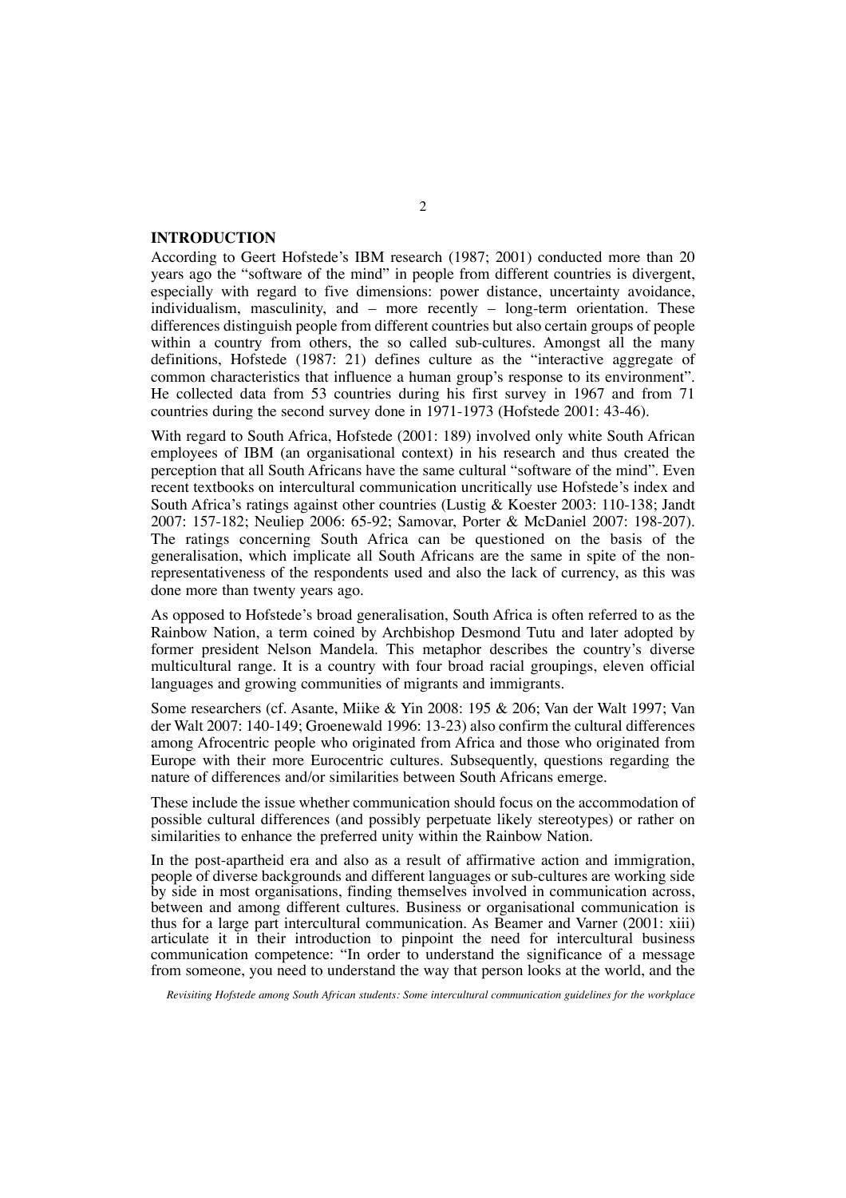## INTRODUCTION

According to Geert Hofstede's IBM research (1987; 2001) conducted more than 20 years ago the "software of the mind" in people from different countries is divergent, especially with regard to five dimensions: power distance, uncertainty avoidance, individualism, masculinity, and – more recently – long-term orientation. These differences distinguish people from different countries but also certain groups of people within a country from others, the so called sub-cultures. Amongst all the many definitions, Hofstede (1987: 21) defines culture as the "interactive aggregate of common characteristics that influence a human group's response to its environment". He collected data from 53 countries during his first survey in 1967 and from 71 countries during the second survey done in 1971-1973 (Hofstede 2001: 43-46).

With regard to South Africa, Hofstede (2001: 189) involved only white South African employees of IBM (an organisational context) in his research and thus created the perception that all South Africans have the same cultural "software of the mind". Even recent textbooks on intercultural communication uncritically use Hofstede's index and South Africa's ratings against other countries (Lustig & Koester 2003: 110-138; Jandt 2007: 157-182; Neuliep 2006: 65-92; Samovar, Porter & McDaniel 2007: 198-207). The ratings concerning South Africa can be questioned on the basis of the generalisation, which implicate all South Africans are the same in spite of the non-representativeness of the respondents used and also the lack of currency, as this was done more than twenty years ago.

As opposed to Hofstede's broad generalisation, South Africa is often referred to as the Rainbow Nation, a term coined by Archbishop Desmond Tutu and later adopted by former president Nelson Mandela. This metaphor describes the country's diverse multicultural range. It is a country with four broad racial groupings, eleven official languages and growing communities of migrants and immigrants.

Some researchers (cf. Asante, Miike & Yin 2008: 195 & 206; Van der Walt 1997; Van der Walt 2007: 140-149; Groenewald 1996: 13-23) also confirm the cultural differences among Afrocentric people who originated from Africa and those who originated from Europe with their more Eurocentric cultures. Subsequently, questions regarding the nature of differences and/or similarities between South Africans emerge.

These include the issue whether communication should focus on the accommodation of possible cultural differences (and possibly perpetuate likely stereotypes) or rather on similarities to enhance the preferred unity within the Rainbow Nation.

In the post-apartheid era and also as a result of affirmative action and immigration, people of diverse backgrounds and different languages or sub-cultures are working side by side in most organisations, finding themselves involved in communication across, between and among different cultures. Business or organisational communication is thus for a large part intercultural communication. As Beamer and Varner (2001: xiii) articulate it in their introduction to pinpoint the need for intercultural business communication competence: "In order to understand the significance of a message from someone, you need to understand the way that person looks at the world, and the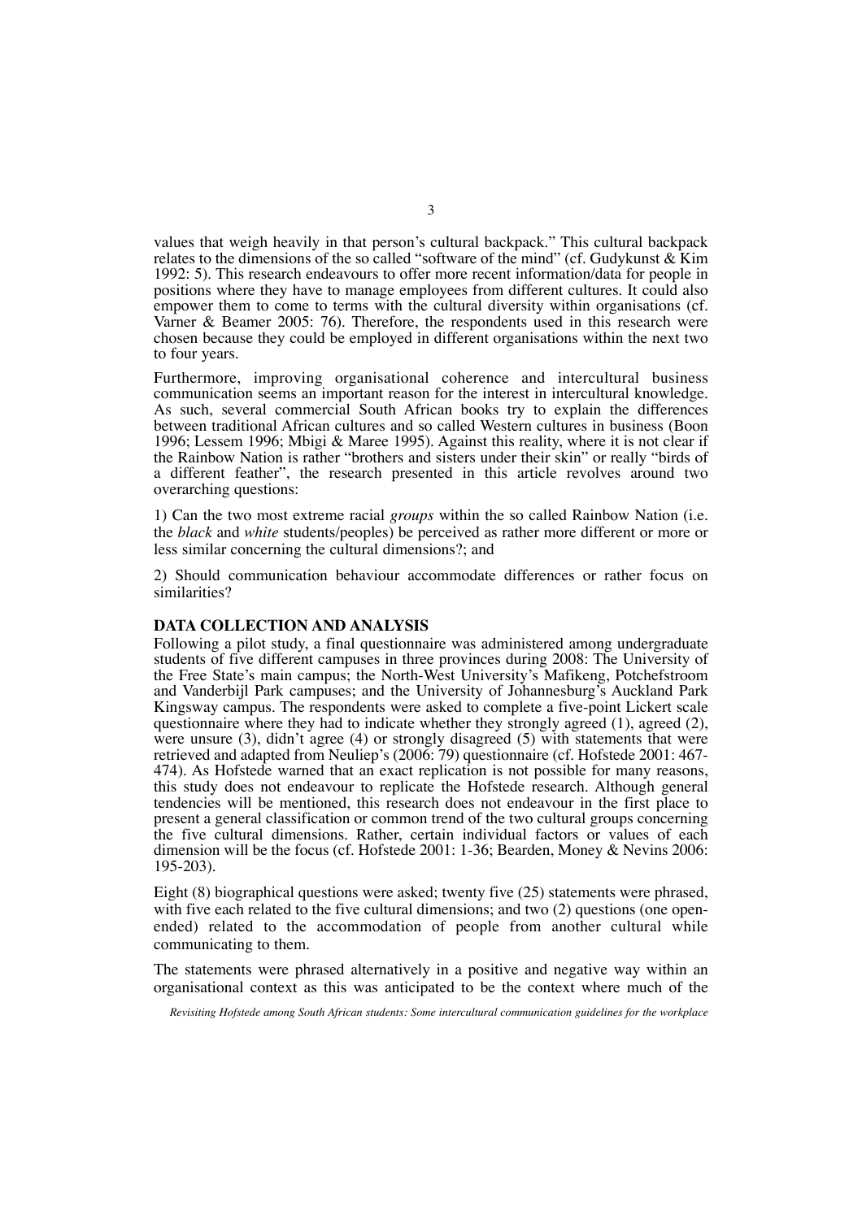values that weigh heavily in that person's cultural backpack." This cultural backpack relates to the dimensions of the so called "software of the mind" (cf. Gudykunst & Kim 1992: 5). This research endeavours to offer more recent information/data for people in positions where they have to manage employees from different cultures. It could also empower them to come to terms with the cultural diversity within organisations (cf. Varner & Beamer 2005: 76). Therefore, the respondents used in this research were chosen because they could be employed in different organisations within the next two to four years.

Furthermore, improving organisational coherence and intercultural business communication seems an important reason for the interest in intercultural knowledge. As such, several commercial South African books try to explain the differences between traditional African cultures and so called Western cultures in business (Boon 1996; Lessem 1996; Mbigi & Maree 1995). Against this reality, where it is not clear if the Rainbow Nation is rather "brothers and sisters under their skin" or really "birds of a different feather", the research presented in this article revolves around two overarching questions:

1) Can the two most extreme racial *groups* within the so called Rainbow Nation (i.e. the *black* and *white* students/peoples) be perceived as rather more different or more or less similar concerning the cultural dimensions?; and

2) Should communication behaviour accommodate differences or rather focus on similarities?

## DATA COLLECTION AND ANALYSIS

Following a pilot study, a final questionnaire was administered among undergraduate students of five different campuses in three provinces during 2008: The University of the Free State's main campus; the North-West University's Mafikeng, Potchefstroom and Vanderbijl Park campuses; and the University of Johannesburg's Auckland Park Kingsway campus. The respondents were asked to complete a five-point Lickert scale questionnaire where they had to indicate whether they strongly agreed (1), agreed (2), were unsure (3), didn't agree (4) or strongly disagreed (5) with statements that were retrieved and adapted from Neuliep's (2006: 79) questionnaire (cf. Hofstede 2001: 467-474). As Hofstede warned that an exact replication is not possible for many reasons, this study does not endeavour to replicate the Hofstede research. Although general tendencies will be mentioned, this research does not endeavour in the first place to present a general classification or common trend of the two cultural groups concerning the five cultural dimensions. Rather, certain individual factors or values of each dimension will be the focus (cf. Hofstede 2001: 1-36; Bearden, Money & Nevins 2006: 195-203).

Eight (8) biographical questions were asked; twenty five (25) statements were phrased, with five each related to the five cultural dimensions; and two (2) questions (one open-ended) related to the accommodation of people from another cultural while communicating to them.

The statements were phrased alternatively in a positive and negative way within an organisational context as this was anticipated to be the context where much of the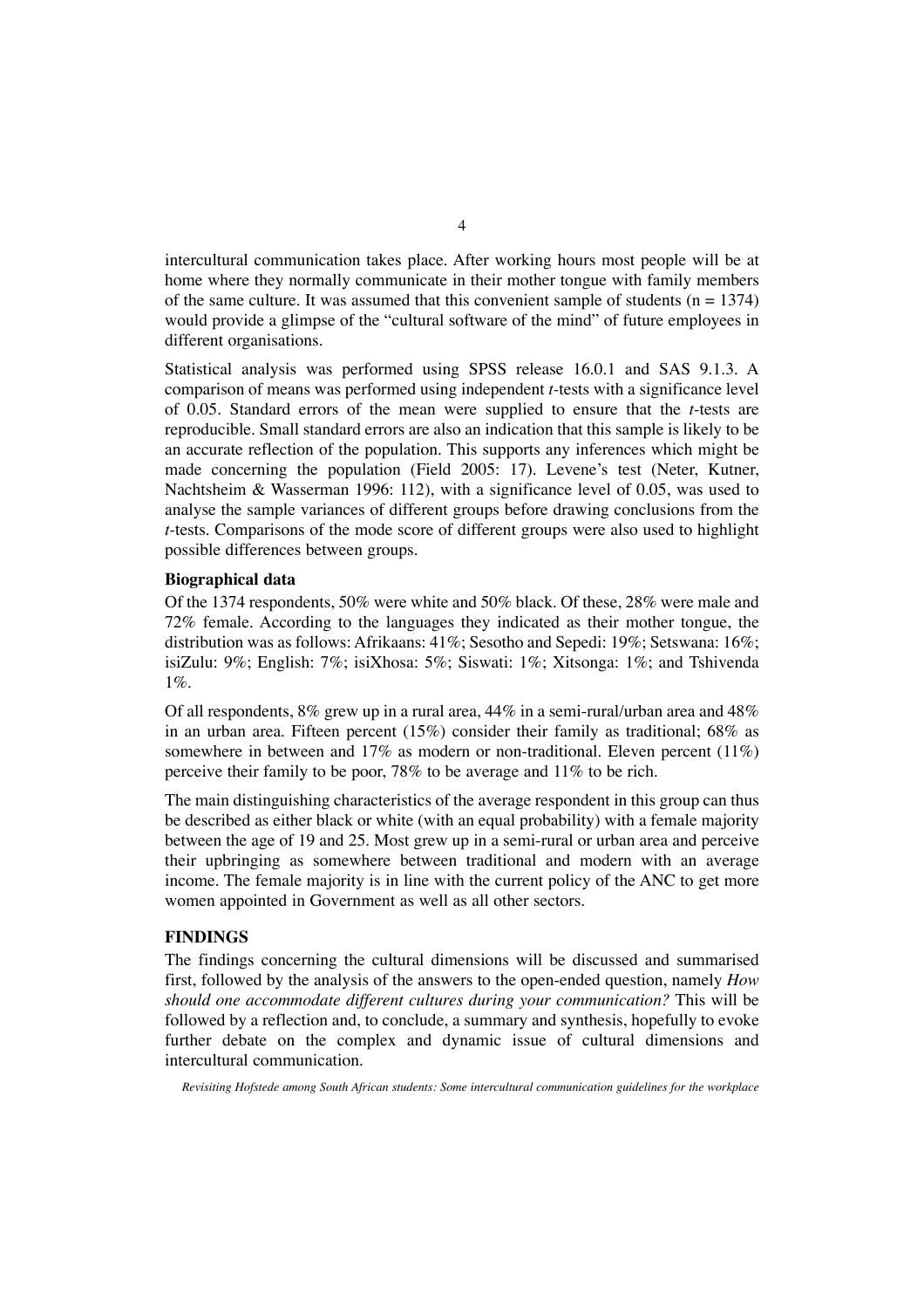intercultural communication takes place. After working hours most people will be at home where they normally communicate in their mother tongue with family members of the same culture. It was assumed that this convenient sample of students ($n = 1374$) would provide a glimpse of the "cultural software of the mind" of future employees in different organisations.

Statistical analysis was performed using SPSS release 16.0.1 and SAS 9.1.3. A comparison of means was performed using independent *t*-tests with a significance level of 0.05. Standard errors of the mean were supplied to ensure that the *t*-tests are reproducible. Small standard errors are also an indication that this sample is likely to be an accurate reflection of the population. This supports any inferences which might be made concerning the population (Field 2005: 17). Levene's test (Neter, Kutner, Nachtsheim & Wasserman 1996: 112), with a significance level of 0.05, was used to analyse the sample variances of different groups before drawing conclusions from the *t*-tests. Comparisons of the mode score of different groups were also used to highlight possible differences between groups.

**Biographical data**

Of the 1374 respondents, 50% were white and 50% black. Of these, 28% were male and 72% female. According to the languages they indicated as their mother tongue, the distribution was as follows: Afrikaans: 41%; Sesotho and Sepedi: 19%; Setswana: 16%; isiZulu: 9%; English: 7%; isiXhosa: 5%; Siswati: 1%; Xitsonga: 1%; and Tshivenda 1%.

Of all respondents, 8% grew up in a rural area, 44% in a semi-rural/urban area and 48% in an urban area. Fifteen percent (15%) consider their family as traditional; 68% as somewhere in between and 17% as modern or non-traditional. Eleven percent (11%) perceive their family to be poor, 78% to be average and 11% to be rich.

The main distinguishing characteristics of the average respondent in this group can thus be described as either black or white (with an equal probability) with a female majority between the age of 19 and 25. Most grew up in a semi-rural or urban area and perceive their upbringing as somewhere between traditional and modern with an average income. The female majority is in line with the current policy of the ANC to get more women appointed in Government as well as all other sectors.

## FINDINGS

The findings concerning the cultural dimensions will be discussed and summarised first, followed by the analysis of the answers to the open-ended question, namely *How should one accommodate different cultures during your communication?* This will be followed by a reflection and, to conclude, a summary and synthesis, hopefully to evoke further debate on the complex and dynamic issue of cultural dimensions and intercultural communication.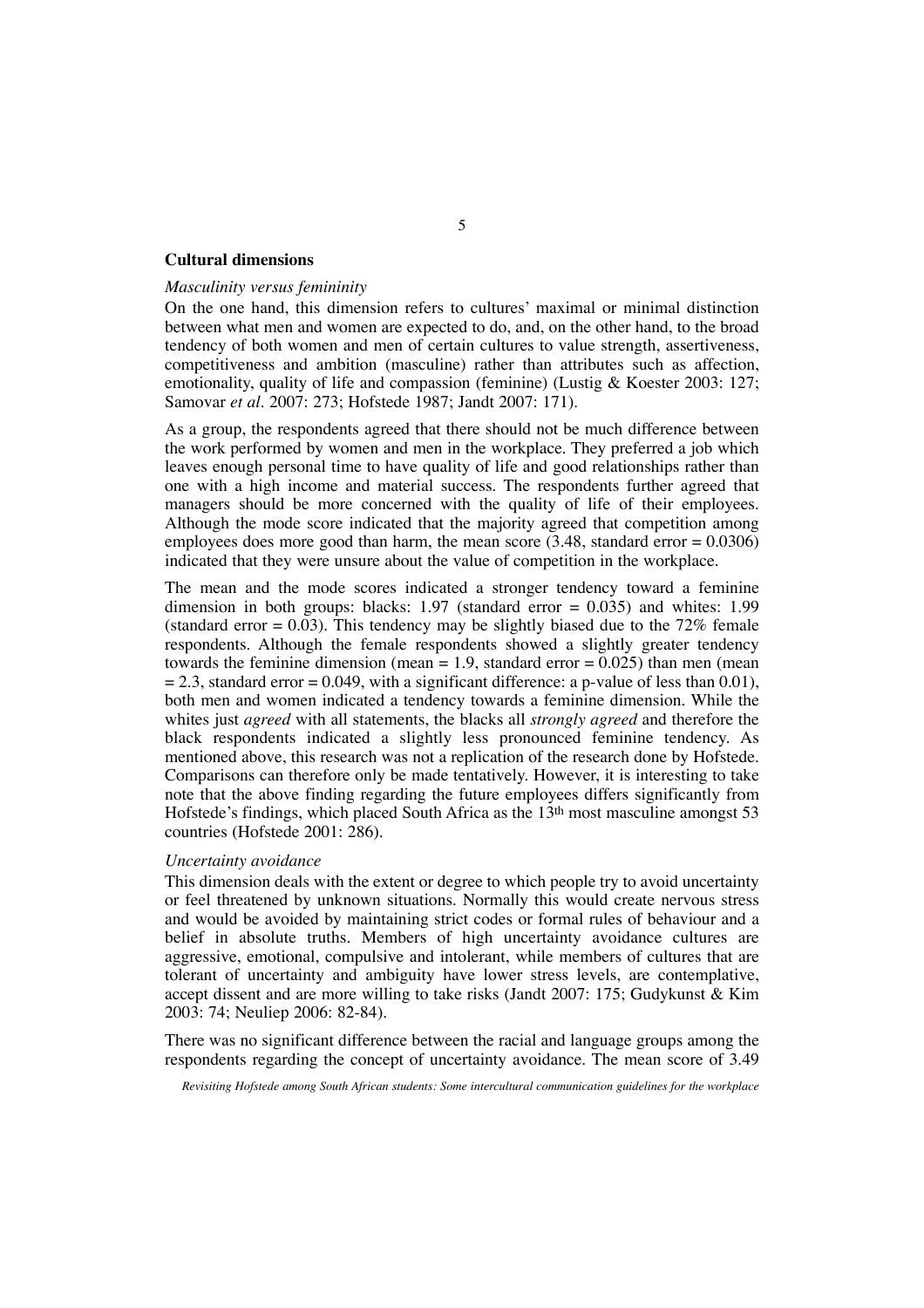## Cultural dimensions

*Masculinity versus femininity*

On the one hand, this dimension refers to cultures' maximal or minimal distinction between what men and women are expected to do, and, on the other hand, to the broad tendency of both women and men of certain cultures to value strength, assertiveness, competitiveness and ambition (masculine) rather than attributes such as affection, emotionality, quality of life and compassion (feminine) (Lustig & Koester 2003: 127; Samovar *et al*. 2007: 273; Hofstede 1987; Jandt 2007: 171).

As a group, the respondents agreed that there should not be much difference between the work performed by women and men in the workplace. They preferred a job which leaves enough personal time to have quality of life and good relationships rather than one with a high income and material success. The respondents further agreed that managers should be more concerned with the quality of life of their employees. Although the mode score indicated that the majority agreed that competition among employees does more good than harm, the mean score (3.48, standard error = 0.0306) indicated that they were unsure about the value of competition in the workplace.

The mean and the mode scores indicated a stronger tendency toward a feminine dimension in both groups: blacks: 1.97 (standard error = 0.035) and whites: 1.99 (standard error = 0.03). This tendency may be slightly biased due to the 72% female respondents. Although the female respondents showed a slightly greater tendency towards the feminine dimension (mean = 1.9, standard error = 0.025) than men (mean = 2.3, standard error = 0.049, with a significant difference: a p-value of less than 0.01), both men and women indicated a tendency towards a feminine dimension. While the whites just *agreed* with all statements, the blacks all *strongly agreed* and therefore the black respondents indicated a slightly less pronounced feminine tendency. As mentioned above, this research was not a replication of the research done by Hofstede. Comparisons can therefore only be made tentatively. However, it is interesting to take note that the above finding regarding the future employees differs significantly from Hofstede's findings, which placed South Africa as the 13th most masculine amongst 53 countries (Hofstede 2001: 286).

*Uncertainty avoidance*

This dimension deals with the extent or degree to which people try to avoid uncertainty or feel threatened by unknown situations. Normally this would create nervous stress and would be avoided by maintaining strict codes or formal rules of behaviour and a belief in absolute truths. Members of high uncertainty avoidance cultures are aggressive, emotional, compulsive and intolerant, while members of cultures that are tolerant of uncertainty and ambiguity have lower stress levels, are contemplative, accept dissent and are more willing to take risks (Jandt 2007: 175; Gudykunst & Kim 2003: 74; Neuliep 2006: 82-84).

There was no significant difference between the racial and language groups among the respondents regarding the concept of uncertainty avoidance. The mean score of 3.49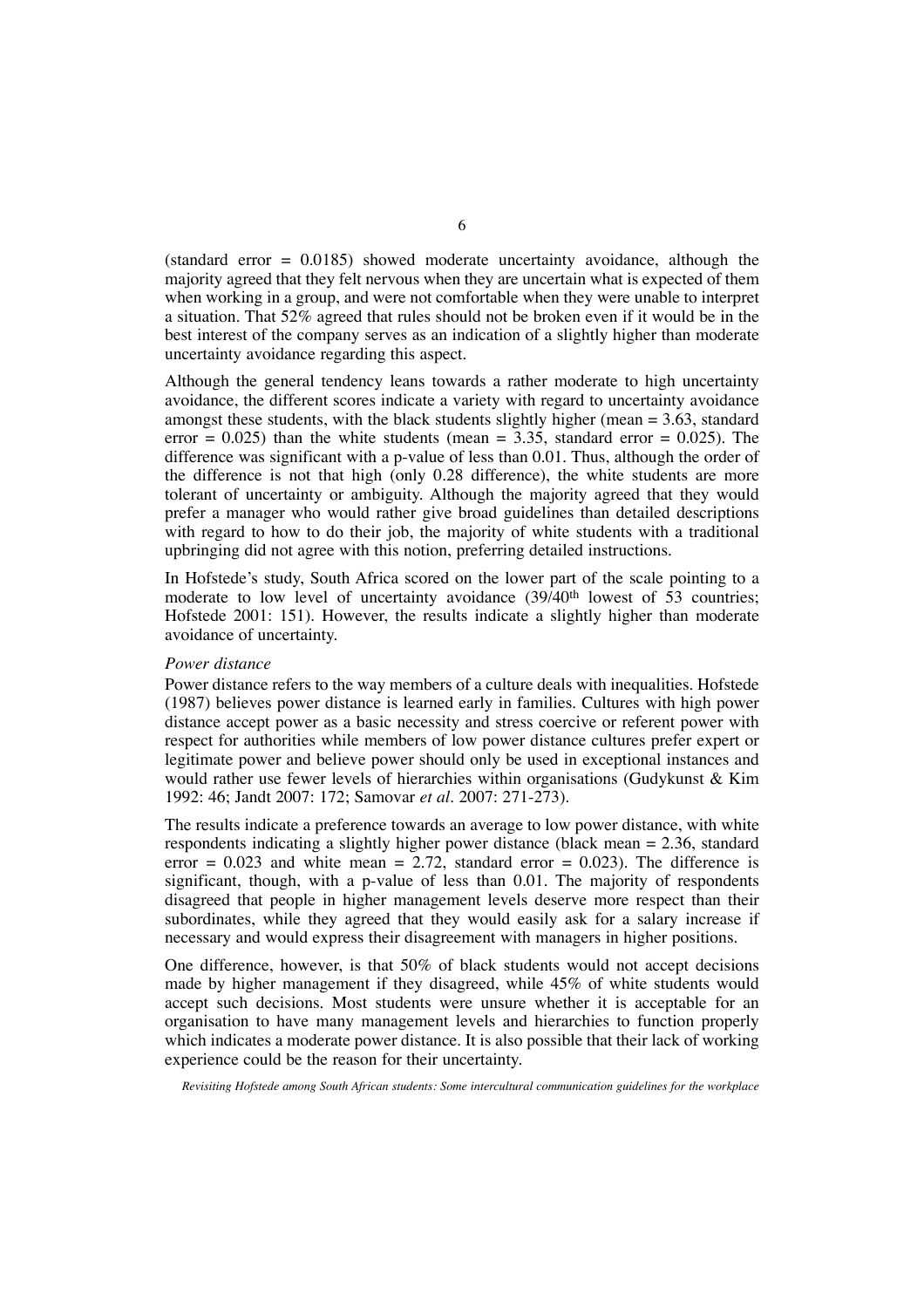(standard error = 0.0185) showed moderate uncertainty avoidance, although the majority agreed that they felt nervous when they are uncertain what is expected of them when working in a group, and were not comfortable when they were unable to interpret a situation. That 52% agreed that rules should not be broken even if it would be in the best interest of the company serves as an indication of a slightly higher than moderate uncertainty avoidance regarding this aspect.

Although the general tendency leans towards a rather moderate to high uncertainty avoidance, the different scores indicate a variety with regard to uncertainty avoidance amongst these students, with the black students slightly higher (mean = 3.63, standard error = 0.025) than the white students (mean = 3.35, standard error = 0.025). The difference was significant with a p-value of less than 0.01. Thus, although the order of the difference is not that high (only 0.28 difference), the white students are more tolerant of uncertainty or ambiguity. Although the majority agreed that they would prefer a manager who would rather give broad guidelines than detailed descriptions with regard to how to do their job, the majority of white students with a traditional upbringing did not agree with this notion, preferring detailed instructions.

In Hofstede's study, South Africa scored on the lower part of the scale pointing to a moderate to low level of uncertainty avoidance (39/40th lowest of 53 countries; Hofstede 2001: 151). However, the results indicate a slightly higher than moderate avoidance of uncertainty.

*Power distance*

Power distance refers to the way members of a culture deals with inequalities. Hofstede (1987) believes power distance is learned early in families. Cultures with high power distance accept power as a basic necessity and stress coercive or referent power with respect for authorities while members of low power distance cultures prefer expert or legitimate power and believe power should only be used in exceptional instances and would rather use fewer levels of hierarchies within organisations (Gudykunst & Kim 1992: 46; Jandt 2007: 172; Samovar *et al*. 2007: 271-273).

The results indicate a preference towards an average to low power distance, with white respondents indicating a slightly higher power distance (black mean = 2.36, standard error = 0.023 and white mean = 2.72, standard error = 0.023). The difference is significant, though, with a p-value of less than 0.01. The majority of respondents disagreed that people in higher management levels deserve more respect than their subordinates, while they agreed that they would easily ask for a salary increase if necessary and would express their disagreement with managers in higher positions.

One difference, however, is that 50% of black students would not accept decisions made by higher management if they disagreed, while 45% of white students would accept such decisions. Most students were unsure whether it is acceptable for an organisation to have many management levels and hierarchies to function properly which indicates a moderate power distance. It is also possible that their lack of working experience could be the reason for their uncertainty.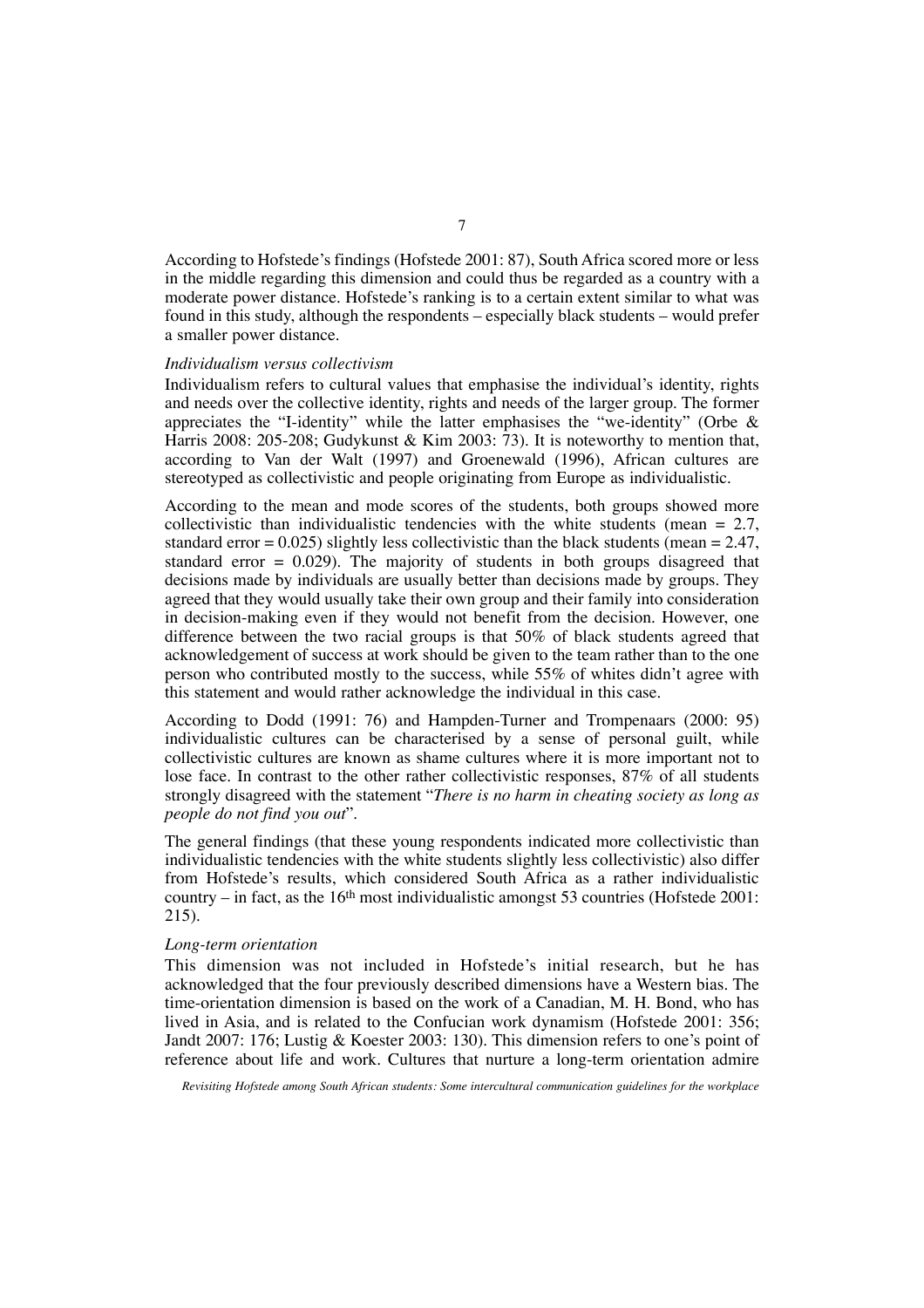According to Hofstede's findings (Hofstede 2001: 87), South Africa scored more or less in the middle regarding this dimension and could thus be regarded as a country with a moderate power distance. Hofstede's ranking is to a certain extent similar to what was found in this study, although the respondents – especially black students – would prefer a smaller power distance.

*Individualism versus collectivism*

Individualism refers to cultural values that emphasise the individual's identity, rights and needs over the collective identity, rights and needs of the larger group. The former appreciates the "I-identity" while the latter emphasises the "we-identity" (Orbe & Harris 2008: 205-208; Gudykunst & Kim 2003: 73). It is noteworthy to mention that, according to Van der Walt (1997) and Groenewald (1996), African cultures are stereotyped as collectivistic and people originating from Europe as individualistic.

According to the mean and mode scores of the students, both groups showed more collectivistic than individualistic tendencies with the white students (mean = 2.7, standard error = 0.025) slightly less collectivistic than the black students (mean = 2.47, standard error = 0.029). The majority of students in both groups disagreed that decisions made by individuals are usually better than decisions made by groups. They agreed that they would usually take their own group and their family into consideration in decision-making even if they would not benefit from the decision. However, one difference between the two racial groups is that 50% of black students agreed that acknowledgement of success at work should be given to the team rather than to the one person who contributed mostly to the success, while 55% of whites didn't agree with this statement and would rather acknowledge the individual in this case.

According to Dodd (1991: 76) and Hampden-Turner and Trompenaars (2000: 95) individualistic cultures can be characterised by a sense of personal guilt, while collectivistic cultures are known as shame cultures where it is more important not to lose face. In contrast to the other rather collectivistic responses, 87% of all students strongly disagreed with the statement "*There is no harm in cheating society as long as people do not find you out*".

The general findings (that these young respondents indicated more collectivistic than individualistic tendencies with the white students slightly less collectivistic) also differ from Hofstede's results, which considered South Africa as a rather individualistic country – in fact, as the 16th most individualistic amongst 53 countries (Hofstede 2001: 215).

*Long-term orientation*

This dimension was not included in Hofstede's initial research, but he has acknowledged that the four previously described dimensions have a Western bias. The time-orientation dimension is based on the work of a Canadian, M. H. Bond, who has lived in Asia, and is related to the Confucian work dynamism (Hofstede 2001: 356; Jandt 2007: 176; Lustig & Koester 2003: 130). This dimension refers to one's point of reference about life and work. Cultures that nurture a long-term orientation admire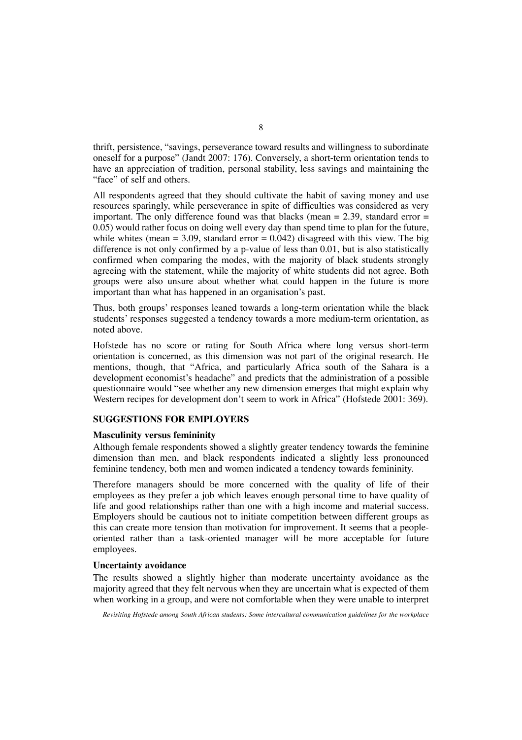thrift, persistence, "savings, perseverance toward results and willingness to subordinate oneself for a purpose" (Jandt 2007: 176). Conversely, a short-term orientation tends to have an appreciation of tradition, personal stability, less savings and maintaining the "face" of self and others.

All respondents agreed that they should cultivate the habit of saving money and use resources sparingly, while perseverance in spite of difficulties was considered as very important. The only difference found was that blacks (mean = 2.39, standard error = 0.05) would rather focus on doing well every day than spend time to plan for the future, while whites (mean = 3.09, standard error = 0.042) disagreed with this view. The big difference is not only confirmed by a p-value of less than 0.01, but is also statistically confirmed when comparing the modes, with the majority of black students strongly agreeing with the statement, while the majority of white students did not agree. Both groups were also unsure about whether what could happen in the future is more important than what has happened in an organisation's past.

Thus, both groups' responses leaned towards a long-term orientation while the black students' responses suggested a tendency towards a more medium-term orientation, as noted above.

Hofstede has no score or rating for South Africa where long versus short-term orientation is concerned, as this dimension was not part of the original research. He mentions, though, that "Africa, and particularly Africa south of the Sahara is a development economist's headache" and predicts that the administration of a possible questionnaire would "see whether any new dimension emerges that might explain why Western recipes for development don't seem to work in Africa" (Hofstede 2001: 369).

## SUGGESTIONS FOR EMPLOYERS

### Masculinity versus femininity

Although female respondents showed a slightly greater tendency towards the feminine dimension than men, and black respondents indicated a slightly less pronounced feminine tendency, both men and women indicated a tendency towards femininity.

Therefore managers should be more concerned with the quality of life of their employees as they prefer a job which leaves enough personal time to have quality of life and good relationships rather than one with a high income and material success. Employers should be cautious not to initiate competition between different groups as this can create more tension than motivation for improvement. It seems that a people-oriented rather than a task-oriented manager will be more acceptable for future employees.

### Uncertainty avoidance

The results showed a slightly higher than moderate uncertainty avoidance as the majority agreed that they felt nervous when they are uncertain what is expected of them when working in a group, and were not comfortable when they were unable to interpret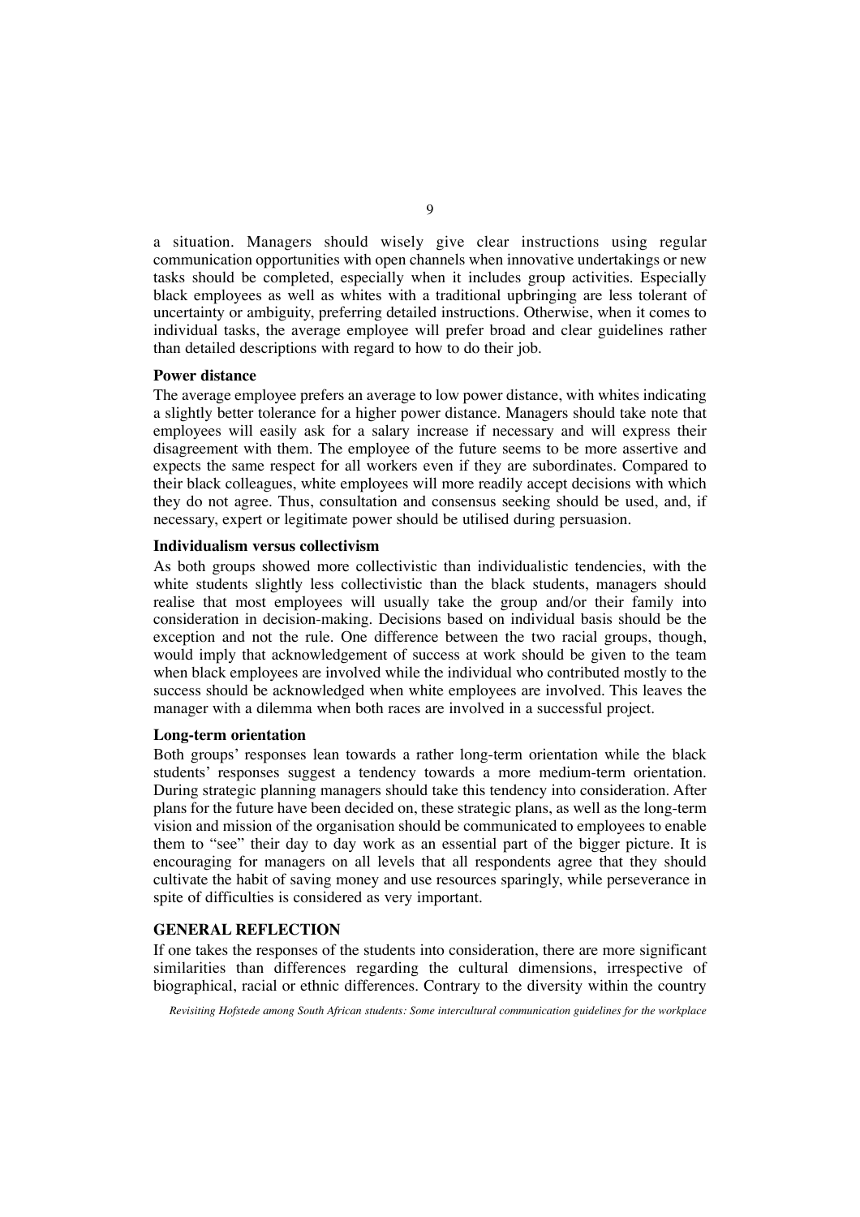a situation. Managers should wisely give clear instructions using regular communication opportunities with open channels when innovative undertakings or new tasks should be completed, especially when it includes group activities. Especially black employees as well as whites with a traditional upbringing are less tolerant of uncertainty or ambiguity, preferring detailed instructions. Otherwise, when it comes to individual tasks, the average employee will prefer broad and clear guidelines rather than detailed descriptions with regard to how to do their job.

**Power distance**

The average employee prefers an average to low power distance, with whites indicating a slightly better tolerance for a higher power distance. Managers should take note that employees will easily ask for a salary increase if necessary and will express their disagreement with them. The employee of the future seems to be more assertive and expects the same respect for all workers even if they are subordinates. Compared to their black colleagues, white employees will more readily accept decisions with which they do not agree. Thus, consultation and consensus seeking should be used, and, if necessary, expert or legitimate power should be utilised during persuasion.

**Individualism versus collectivism**

As both groups showed more collectivistic than individualistic tendencies, with the white students slightly less collectivistic than the black students, managers should realise that most employees will usually take the group and/or their family into consideration in decision-making. Decisions based on individual basis should be the exception and not the rule. One difference between the two racial groups, though, would imply that acknowledgement of success at work should be given to the team when black employees are involved while the individual who contributed mostly to the success should be acknowledged when white employees are involved. This leaves the manager with a dilemma when both races are involved in a successful project.

**Long-term orientation**

Both groups' responses lean towards a rather long-term orientation while the black students' responses suggest a tendency towards a more medium-term orientation. During strategic planning managers should take this tendency into consideration. After plans for the future have been decided on, these strategic plans, as well as the long-term vision and mission of the organisation should be communicated to employees to enable them to "see" their day to day work as an essential part of the bigger picture. It is encouraging for managers on all levels that all respondents agree that they should cultivate the habit of saving money and use resources sparingly, while perseverance in spite of difficulties is considered as very important.

## GENERAL REFLECTION

If one takes the responses of the students into consideration, there are more significant similarities than differences regarding the cultural dimensions, irrespective of biographical, racial or ethnic differences. Contrary to the diversity within the country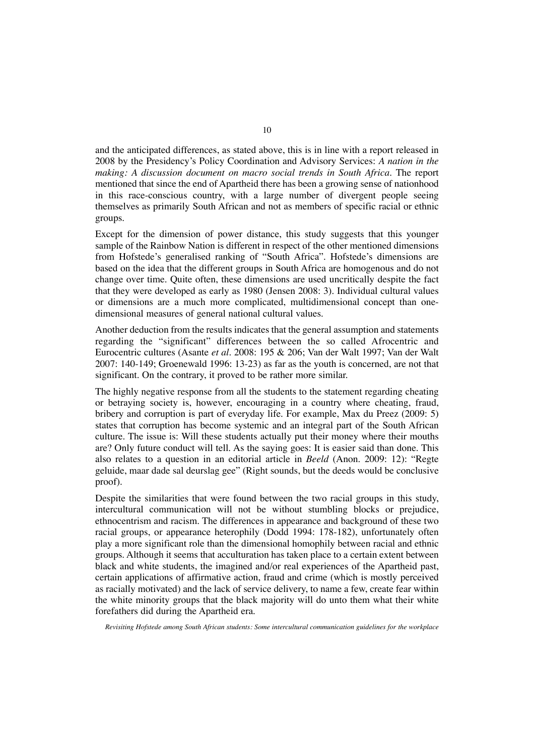and the anticipated differences, as stated above, this is in line with a report released in 2008 by the Presidency's Policy Coordination and Advisory Services: *A nation in the making: A discussion document on macro social trends in South Africa*. The report mentioned that since the end of Apartheid there has been a growing sense of nationhood in this race-conscious country, with a large number of divergent people seeing themselves as primarily South African and not as members of specific racial or ethnic groups.

Except for the dimension of power distance, this study suggests that this younger sample of the Rainbow Nation is different in respect of the other mentioned dimensions from Hofstede's generalised ranking of "South Africa". Hofstede's dimensions are based on the idea that the different groups in South Africa are homogenous and do not change over time. Quite often, these dimensions are used uncritically despite the fact that they were developed as early as 1980 (Jensen 2008: 3). Individual cultural values or dimensions are a much more complicated, multidimensional concept than one-dimensional measures of general national cultural values.

Another deduction from the results indicates that the general assumption and statements regarding the "significant" differences between the so called Afrocentric and Eurocentric cultures (Asante *et al*. 2008: 195 & 206; Van der Walt 1997; Van der Walt 2007: 140-149; Groenewald 1996: 13-23) as far as the youth is concerned, are not that significant. On the contrary, it proved to be rather more similar.

The highly negative response from all the students to the statement regarding cheating or betraying society is, however, encouraging in a country where cheating, fraud, bribery and corruption is part of everyday life. For example, Max du Preez (2009: 5) states that corruption has become systemic and an integral part of the South African culture. The issue is: Will these students actually put their money where their mouths are? Only future conduct will tell. As the saying goes: It is easier said than done. This also relates to a question in an editorial article in *Beeld* (Anon. 2009: 12): "Regte geluide, maar dade sal deurslag gee" (Right sounds, but the deeds would be conclusive proof).

Despite the similarities that were found between the two racial groups in this study, intercultural communication will not be without stumbling blocks or prejudice, ethnocentrism and racism. The differences in appearance and background of these two racial groups, or appearance heterophily (Dodd 1994: 178-182), unfortunately often play a more significant role than the dimensional homophily between racial and ethnic groups. Although it seems that acculturation has taken place to a certain extent between black and white students, the imagined and/or real experiences of the Apartheid past, certain applications of affirmative action, fraud and crime (which is mostly perceived as racially motivated) and the lack of service delivery, to name a few, create fear within the white minority groups that the black majority will do unto them what their white forefathers did during the Apartheid era.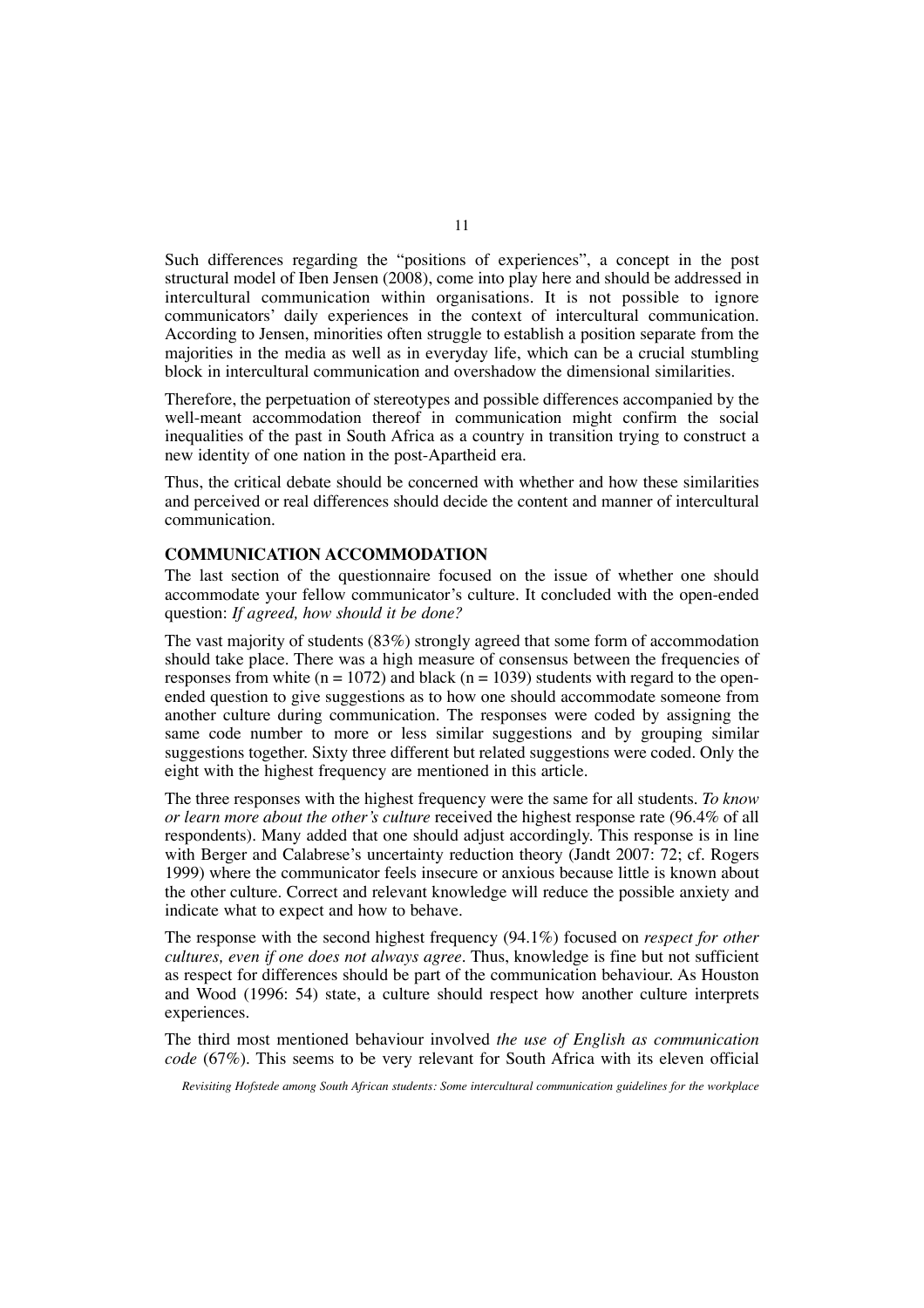Such differences regarding the "positions of experiences", a concept in the post structural model of Iben Jensen (2008), come into play here and should be addressed in intercultural communication within organisations. It is not possible to ignore communicators' daily experiences in the context of intercultural communication. According to Jensen, minorities often struggle to establish a position separate from the majorities in the media as well as in everyday life, which can be a crucial stumbling block in intercultural communication and overshadow the dimensional similarities.

Therefore, the perpetuation of stereotypes and possible differences accompanied by the well-meant accommodation thereof in communication might confirm the social inequalities of the past in South Africa as a country in transition trying to construct a new identity of one nation in the post-Apartheid era.

Thus, the critical debate should be concerned with whether and how these similarities and perceived or real differences should decide the content and manner of intercultural communication.

## COMMUNICATION ACCOMMODATION

The last section of the questionnaire focused on the issue of whether one should accommodate your fellow communicator's culture. It concluded with the open-ended question: *If agreed, how should it be done?*

The vast majority of students (83%) strongly agreed that some form of accommodation should take place. There was a high measure of consensus between the frequencies of responses from white (n = 1072) and black (n = 1039) students with regard to the open-ended question to give suggestions as to how one should accommodate someone from another culture during communication. The responses were coded by assigning the same code number to more or less similar suggestions and by grouping similar suggestions together. Sixty three different but related suggestions were coded. Only the eight with the highest frequency are mentioned in this article.

The three responses with the highest frequency were the same for all students. *To know or learn more about the other's culture* received the highest response rate (96.4% of all respondents). Many added that one should adjust accordingly. This response is in line with Berger and Calabrese's uncertainty reduction theory (Jandt 2007: 72; cf. Rogers 1999) where the communicator feels insecure or anxious because little is known about the other culture. Correct and relevant knowledge will reduce the possible anxiety and indicate what to expect and how to behave.

The response with the second highest frequency (94.1%) focused on *respect for other cultures, even if one does not always agree*. Thus, knowledge is fine but not sufficient as respect for differences should be part of the communication behaviour. As Houston and Wood (1996: 54) state, a culture should respect how another culture interprets experiences.

The third most mentioned behaviour involved *the use of English as communication code* (67%). This seems to be very relevant for South Africa with its eleven official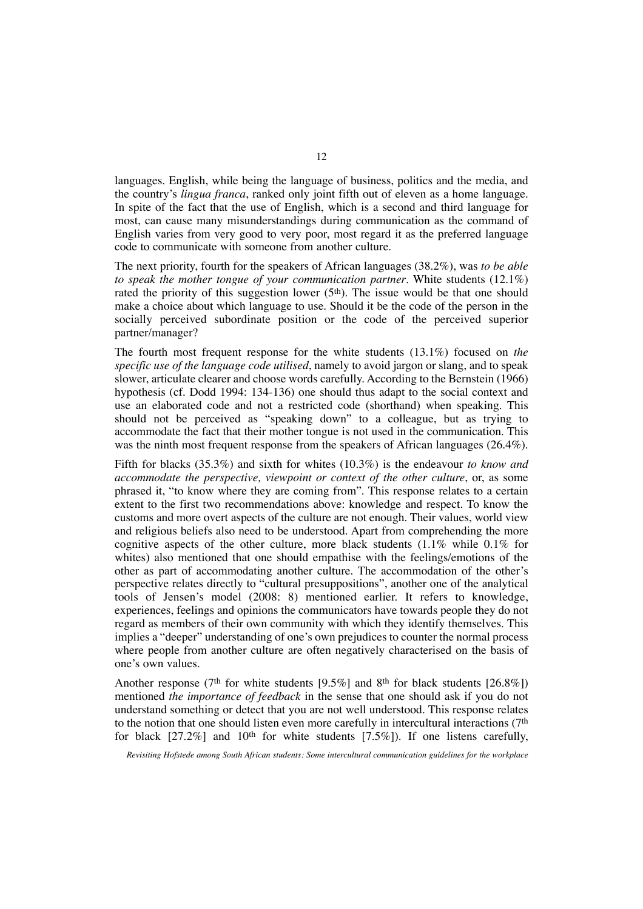languages. English, while being the language of business, politics and the media, and the country's *lingua franca*, ranked only joint fifth out of eleven as a home language. In spite of the fact that the use of English, which is a second and third language for most, can cause many misunderstandings during communication as the command of English varies from very good to very poor, most regard it as the preferred language code to communicate with someone from another culture.

The next priority, fourth for the speakers of African languages (38.2%), was *to be able to speak the mother tongue of your communication partner*. White students (12.1%) rated the priority of this suggestion lower (5th). The issue would be that one should make a choice about which language to use. Should it be the code of the person in the socially perceived subordinate position or the code of the perceived superior partner/manager?

The fourth most frequent response for the white students (13.1%) focused on *the specific use of the language code utilised*, namely to avoid jargon or slang, and to speak slower, articulate clearer and choose words carefully. According to the Bernstein (1966) hypothesis (cf. Dodd 1994: 134-136) one should thus adapt to the social context and use an elaborated code and not a restricted code (shorthand) when speaking. This should not be perceived as "speaking down" to a colleague, but as trying to accommodate the fact that their mother tongue is not used in the communication. This was the ninth most frequent response from the speakers of African languages (26.4%).

Fifth for blacks (35.3%) and sixth for whites (10.3%) is the endeavour *to know and accommodate the perspective, viewpoint or context of the other culture*, or, as some phrased it, "to know where they are coming from". This response relates to a certain extent to the first two recommendations above: knowledge and respect. To know the customs and more overt aspects of the culture are not enough. Their values, world view and religious beliefs also need to be understood. Apart from comprehending the more cognitive aspects of the other culture, more black students (1.1% while 0.1% for whites) also mentioned that one should empathise with the feelings/emotions of the other as part of accommodating another culture. The accommodation of the other's perspective relates directly to "cultural presuppositions", another one of the analytical tools of Jensen's model (2008: 8) mentioned earlier. It refers to knowledge, experiences, feelings and opinions the communicators have towards people they do not regard as members of their own community with which they identify themselves. This implies a "deeper" understanding of one's own prejudices to counter the normal process where people from another culture are often negatively characterised on the basis of one's own values.

Another response (7th for white students [9.5%] and 8th for black students [26.8%]) mentioned *the importance of feedback* in the sense that one should ask if you do not understand something or detect that you are not well understood. This response relates to the notion that one should listen even more carefully in intercultural interactions (7th for black [27.2%] and 10th for white students [7.5%]). If one listens carefully,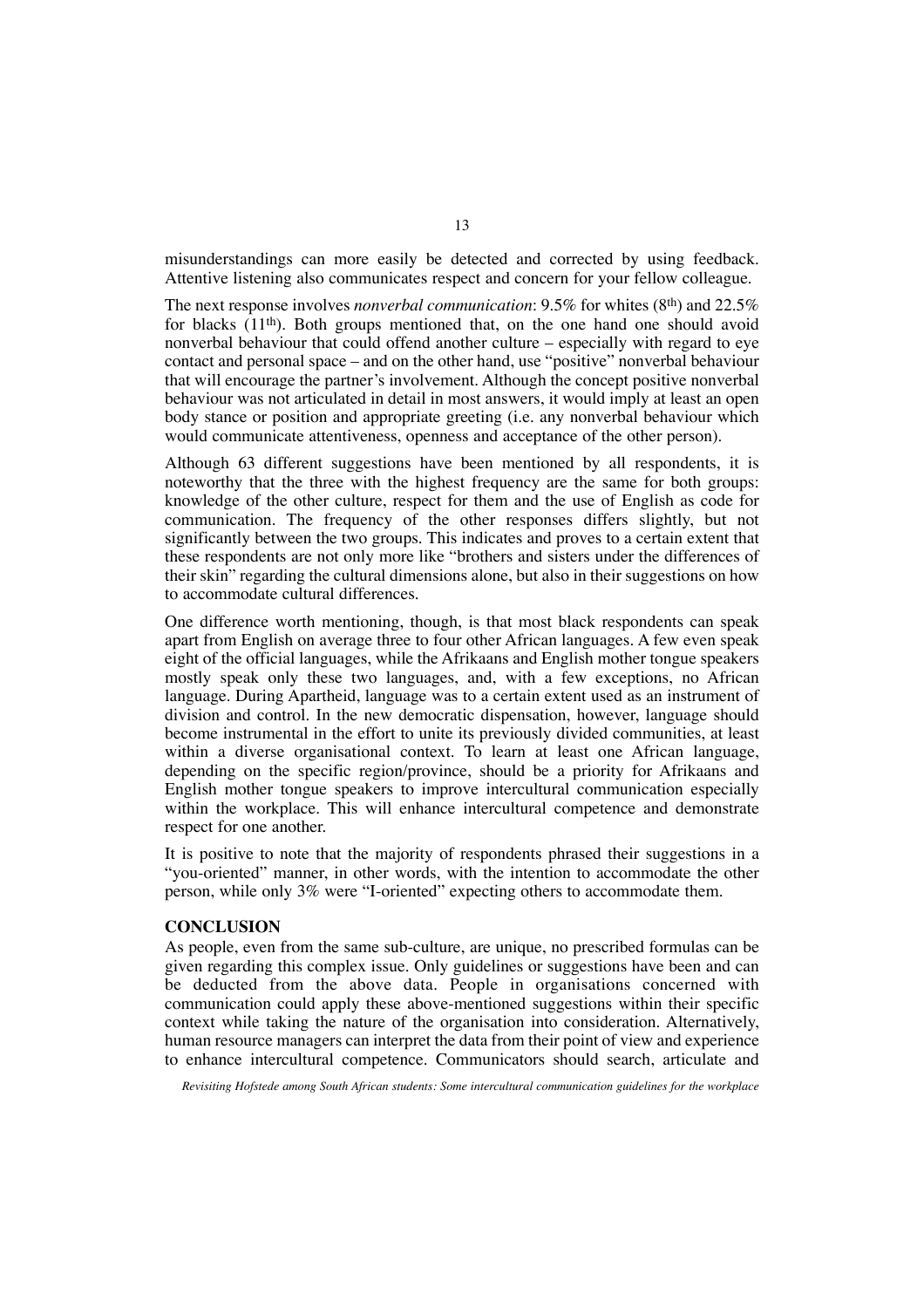misunderstandings can more easily be detected and corrected by using feedback. Attentive listening also communicates respect and concern for your fellow colleague.

The next response involves *nonverbal communication*: 9.5% for whites (8th) and 22.5% for blacks (11th). Both groups mentioned that, on the one hand one should avoid nonverbal behaviour that could offend another culture – especially with regard to eye contact and personal space – and on the other hand, use "positive" nonverbal behaviour that will encourage the partner's involvement. Although the concept positive nonverbal behaviour was not articulated in detail in most answers, it would imply at least an open body stance or position and appropriate greeting (i.e. any nonverbal behaviour which would communicate attentiveness, openness and acceptance of the other person).

Although 63 different suggestions have been mentioned by all respondents, it is noteworthy that the three with the highest frequency are the same for both groups: knowledge of the other culture, respect for them and the use of English as code for communication. The frequency of the other responses differs slightly, but not significantly between the two groups. This indicates and proves to a certain extent that these respondents are not only more like "brothers and sisters under the differences of their skin" regarding the cultural dimensions alone, but also in their suggestions on how to accommodate cultural differences.

One difference worth mentioning, though, is that most black respondents can speak apart from English on average three to four other African languages. A few even speak eight of the official languages, while the Afrikaans and English mother tongue speakers mostly speak only these two languages, and, with a few exceptions, no African language. During Apartheid, language was to a certain extent used as an instrument of division and control. In the new democratic dispensation, however, language should become instrumental in the effort to unite its previously divided communities, at least within a diverse organisational context. To learn at least one African language, depending on the specific region/province, should be a priority for Afrikaans and English mother tongue speakers to improve intercultural communication especially within the workplace. This will enhance intercultural competence and demonstrate respect for one another.

It is positive to note that the majority of respondents phrased their suggestions in a "you-oriented" manner, in other words, with the intention to accommodate the other person, while only 3% were "I-oriented" expecting others to accommodate them.

## CONCLUSION

As people, even from the same sub-culture, are unique, no prescribed formulas can be given regarding this complex issue. Only guidelines or suggestions have been and can be deducted from the above data. People in organisations concerned with communication could apply these above-mentioned suggestions within their specific context while taking the nature of the organisation into consideration. Alternatively, human resource managers can interpret the data from their point of view and experience to enhance intercultural competence. Communicators should search, articulate and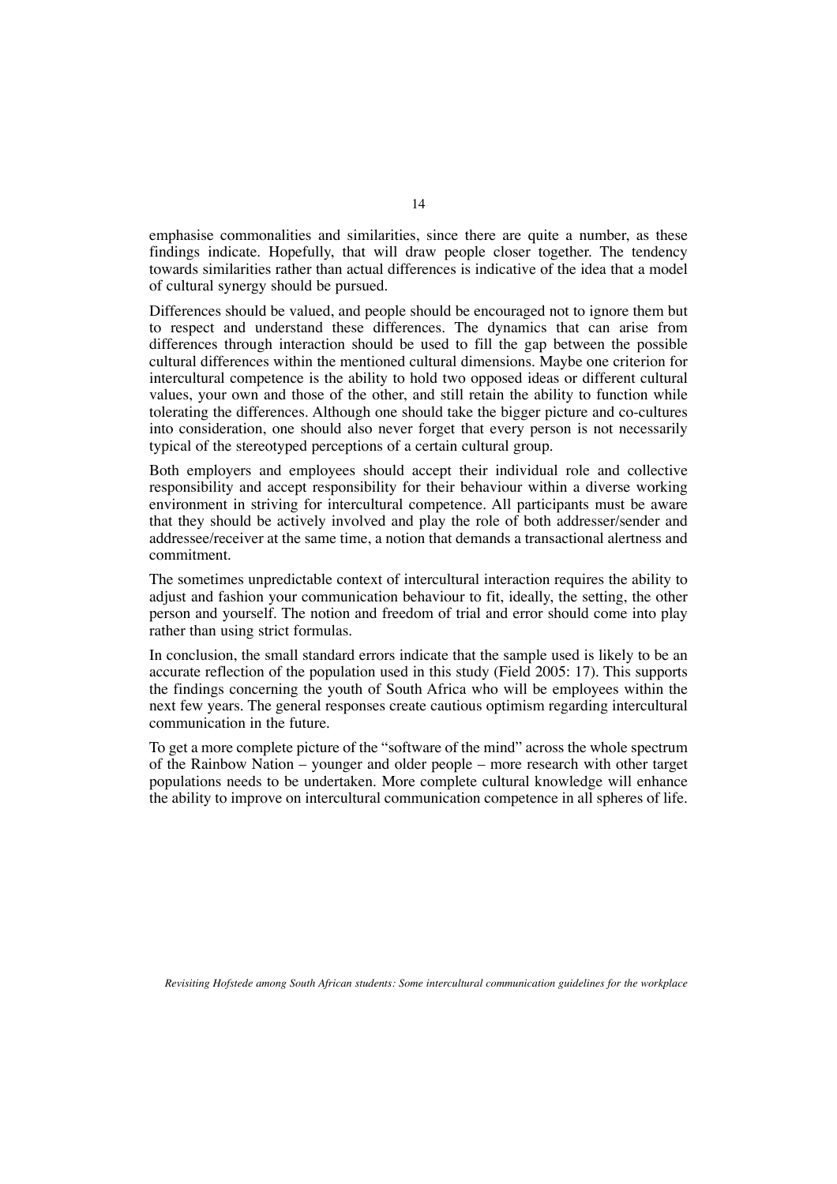emphasise commonalities and similarities, since there are quite a number, as these findings indicate. Hopefully, that will draw people closer together. The tendency towards similarities rather than actual differences is indicative of the idea that a model of cultural synergy should be pursued.

Differences should be valued, and people should be encouraged not to ignore them but to respect and understand these differences. The dynamics that can arise from differences through interaction should be used to fill the gap between the possible cultural differences within the mentioned cultural dimensions. Maybe one criterion for intercultural competence is the ability to hold two opposed ideas or different cultural values, your own and those of the other, and still retain the ability to function while tolerating the differences. Although one should take the bigger picture and co-cultures into consideration, one should also never forget that every person is not necessarily typical of the stereotyped perceptions of a certain cultural group.

Both employers and employees should accept their individual role and collective responsibility and accept responsibility for their behaviour within a diverse working environment in striving for intercultural competence. All participants must be aware that they should be actively involved and play the role of both addresser/sender and addressee/receiver at the same time, a notion that demands a transactional alertness and commitment.

The sometimes unpredictable context of intercultural interaction requires the ability to adjust and fashion your communication behaviour to fit, ideally, the setting, the other person and yourself. The notion and freedom of trial and error should come into play rather than using strict formulas.

In conclusion, the small standard errors indicate that the sample used is likely to be an accurate reflection of the population used in this study (Field 2005: 17). This supports the findings concerning the youth of South Africa who will be employees within the next few years. The general responses create cautious optimism regarding intercultural communication in the future.

To get a more complete picture of the "software of the mind" across the whole spectrum of the Rainbow Nation – younger and older people – more research with other target populations needs to be undertaken. More complete cultural knowledge will enhance the ability to improve on intercultural communication competence in all spheres of life.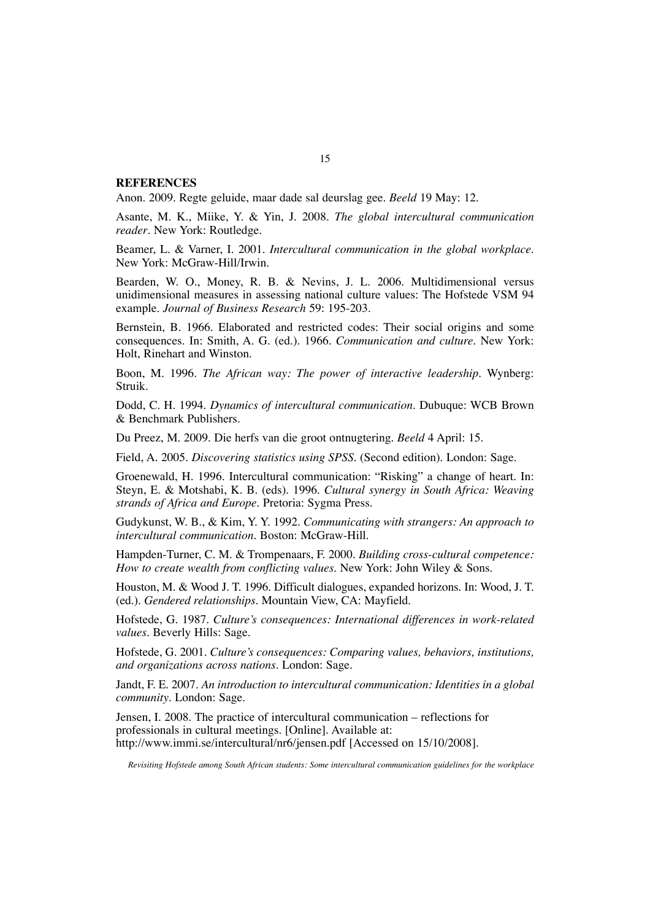## REFERENCES

Anon. 2009. Regte geluide, maar dade sal deurslag gee. *Beeld* 19 May: 12.

Asante, M. K., Miike, Y. & Yin, J. 2008. *The global intercultural communication reader*. New York: Routledge.

Beamer, L. & Varner, I. 2001. *Intercultural communication in the global workplace*. New York: McGraw-Hill/Irwin.

Bearden, W. O., Money, R. B. & Nevins, J. L. 2006. Multidimensional versus unidimensional measures in assessing national culture values: The Hofstede VSM 94 example. *Journal of Business Research* 59: 195-203.

Bernstein, B. 1966. Elaborated and restricted codes: Their social origins and some consequences. In: Smith, A. G. (ed.). 1966. *Communication and culture*. New York: Holt, Rinehart and Winston.

Boon, M. 1996. *The African way: The power of interactive leadership*. Wynberg: Struik.

Dodd, C. H. 1994. *Dynamics of intercultural communication*. Dubuque: WCB Brown & Benchmark Publishers.

Du Preez, M. 2009. Die herfs van die groot ontnugtering. *Beeld* 4 April: 15.

Field, A. 2005. *Discovering statistics using SPSS*. (Second edition). London: Sage.

Groenewald, H. 1996. Intercultural communication: "Risking" a change of heart. In: Steyn, E. & Motshabi, K. B. (eds). 1996. *Cultural synergy in South Africa: Weaving strands of Africa and Europe*. Pretoria: Sygma Press.

Gudykunst, W. B., & Kim, Y. Y. 1992. *Communicating with strangers: An approach to intercultural communication*. Boston: McGraw-Hill.

Hampden-Turner, C. M. & Trompenaars, F. 2000. *Building cross-cultural competence: How to create wealth from conflicting values*. New York: John Wiley & Sons.

Houston, M. & Wood J. T. 1996. Difficult dialogues, expanded horizons. In: Wood, J. T. (ed.). *Gendered relationships*. Mountain View, CA: Mayfield.

Hofstede, G. 1987. *Culture's consequences: International differences in work-related values*. Beverly Hills: Sage.

Hofstede, G. 2001. *Culture's consequences: Comparing values, behaviors, institutions, and organizations across nations*. London: Sage.

Jandt, F. E. 2007. *An introduction to intercultural communication: Identities in a global community*. London: Sage.

Jensen, I. 2008. The practice of intercultural communication – reflections for professionals in cultural meetings. [Online]. Available at: http://www.immi.se/intercultural/nr6/jensen.pdf [Accessed on 15/10/2008].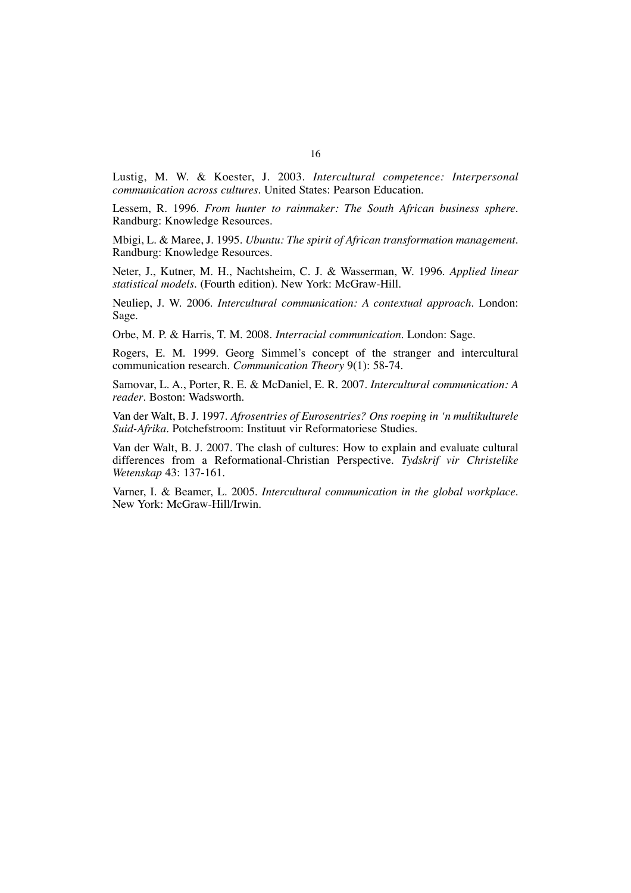Lustig, M. W. & Koester, J. 2003. *Intercultural competence: Interpersonal communication across cultures*. United States: Pearson Education.

Lessem, R. 1996. *From hunter to rainmaker: The South African business sphere*. Randburg: Knowledge Resources.

Mbigi, L. & Maree, J. 1995. *Ubuntu: The spirit of African transformation management*. Randburg: Knowledge Resources.

Neter, J., Kutner, M. H., Nachtsheim, C. J. & Wasserman, W. 1996. *Applied linear statistical models*. (Fourth edition). New York: McGraw-Hill.

Neuliep, J. W. 2006. *Intercultural communication: A contextual approach*. London: Sage.

Orbe, M. P. & Harris, T. M. 2008. *Interracial communication*. London: Sage.

Rogers, E. M. 1999. Georg Simmel's concept of the stranger and intercultural communication research. *Communication Theory* 9(1): 58-74.

Samovar, L. A., Porter, R. E. & McDaniel, E. R. 2007. *Intercultural communication: A reader*. Boston: Wadsworth.

Van der Walt, B. J. 1997. *Afrosentries of Eurosentries? Ons roeping in 'n multikulturele Suid-Afrika*. Potchefstroom: Instituut vir Reformatoriese Studies.

Van der Walt, B. J. 2007. The clash of cultures: How to explain and evaluate cultural differences from a Reformational-Christian Perspective. *Tydskrif vir Christelike Wetenskap* 43: 137-161.

Varner, I. & Beamer, L. 2005. *Intercultural communication in the global workplace*. New York: McGraw-Hill/Irwin.